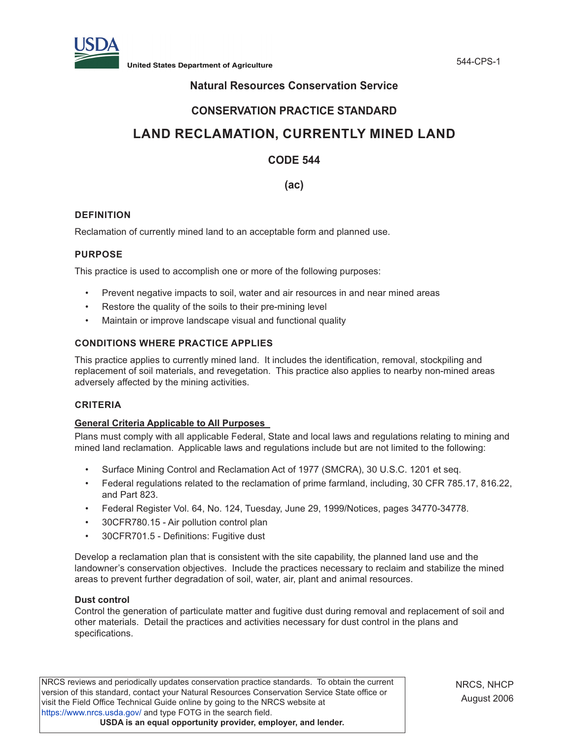United States Department of Agriculture

## Natural Resources Conservation Service

## CONSERVATION PRACTICE STANDARD

# LAND RECLAMATION, CURRENTLY MINED LAND

## CODE 544

## (ac)

### DEFINITION

Reclamation of currently mined land to an acceptable form and planned use.

### PURPOSE

This practice is used to accomplish one or more of the following purposes:

- Prevent negative impacts to soil, water and air resources in and near mined areas
- Restore the quality of the soils to their pre-mining level
- Maintain or improve landscape visual and functional quality

### CONDITIONS WHERE PRACTICE APPLIES

This practice applies to currently mined land. It includes the identification, removal, stockpiling and replacement of soil materials, and revegetation. This practice also applies to nearby non-mined areas adversely affected by the mining activities.

### CRITERIA

#### General Criteria Applicable to All Purposes

Plans must comply with all applicable Federal, State and local laws and regulations relating to mining and mined land reclamation. Applicable laws and regulations include but are not limited to the following:

- Surface Mining Control and Reclamation Act of 1977 (SMCRA), 30 U.S.C. 1201 et seq.
- Federal regulations related to the reclamation of prime farmland, including, 30 CFR 785.17, 816.22, and Part 823.
- Federal Register Vol. 64, No. 124, Tuesday, June 29, 1999/Notices, pages 34770-34778.
- 30CFR780.15 - Air pollution control plan
- 30CFR701.5 - Definitions: Fugitive dust

Develop a reclamation plan that is consistent with the site capability, the planned land use and the landowner's conservation objectives. Include the practices necessary to reclaim and stabilize the mined areas to prevent further degradation of soil, water, air, plant and animal resources.

**Dust control**

Control the generation of particulate matter and fugitive dust during removal and replacement of soil and other materials. Detail the practices and activities necessary for dust control in the plans and specifications.

NRCS reviews and periodically updates conservation practice standards. To obtain the current version of this standard, contact your Natural Resources Conservation Service State office or visit the Field Office Technical Guide online by going to the NRCS website at https://www.nrcs.usda.gov/ and type FOTG in the search field.

**USDA is an equal opportunity provider, employer, and lender.**

NRCS, NHCP
August 2006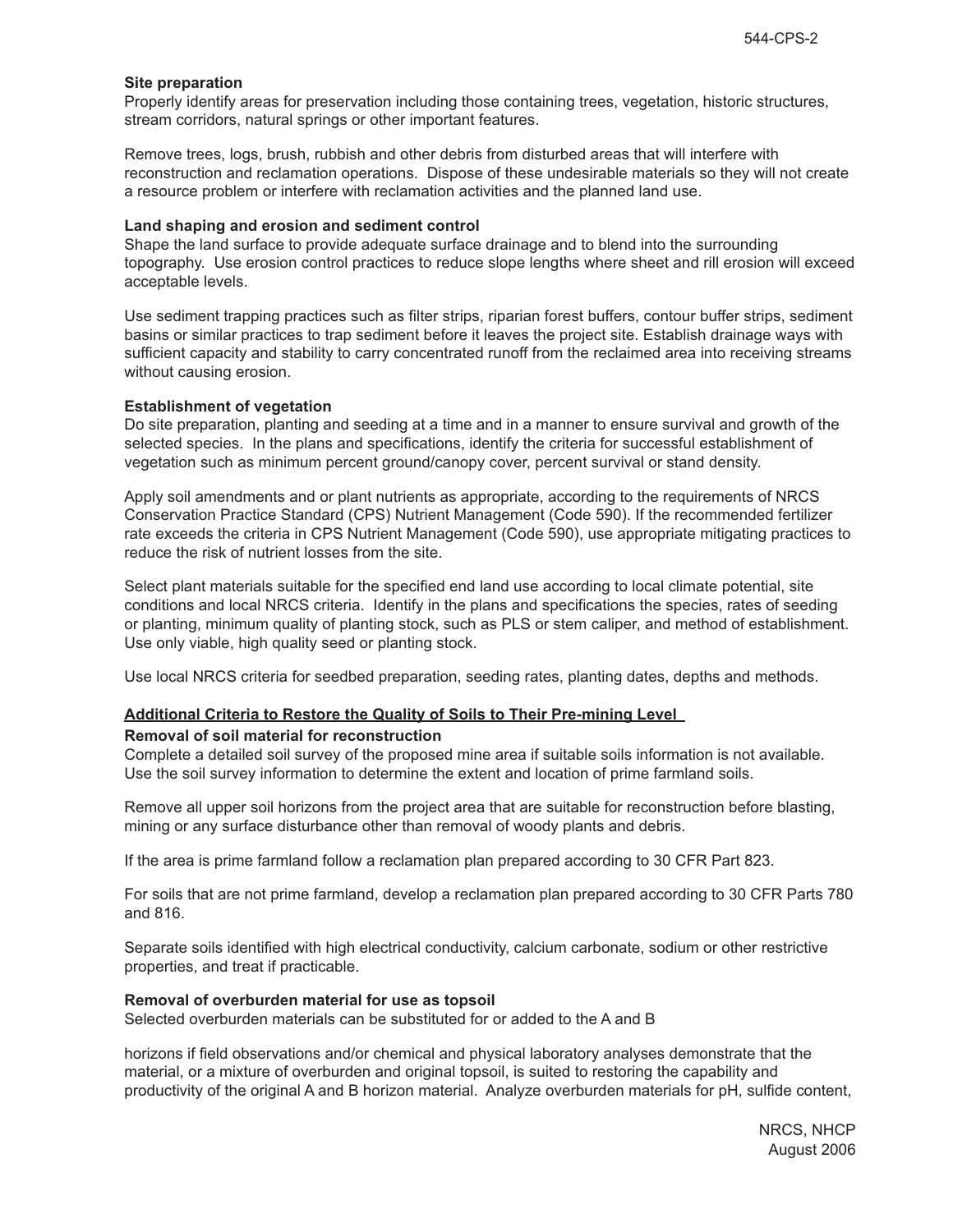**Site preparation**

Properly identify areas for preservation including those containing trees, vegetation, historic structures, stream corridors, natural springs or other important features.

Remove trees, logs, brush, rubbish and other debris from disturbed areas that will interfere with reconstruction and reclamation operations. Dispose of these undesirable materials so they will not create a resource problem or interfere with reclamation activities and the planned land use.

**Land shaping and erosion and sediment control**

Shape the land surface to provide adequate surface drainage and to blend into the surrounding topography. Use erosion control practices to reduce slope lengths where sheet and rill erosion will exceed acceptable levels.

Use sediment trapping practices such as filter strips, riparian forest buffers, contour buffer strips, sediment basins or similar practices to trap sediment before it leaves the project site. Establish drainage ways with sufficient capacity and stability to carry concentrated runoff from the reclaimed area into receiving streams without causing erosion.

**Establishment of vegetation**

Do site preparation, planting and seeding at a time and in a manner to ensure survival and growth of the selected species. In the plans and specifications, identify the criteria for successful establishment of vegetation such as minimum percent ground/canopy cover, percent survival or stand density.

Apply soil amendments and or plant nutrients as appropriate, according to the requirements of NRCS Conservation Practice Standard (CPS) Nutrient Management (Code 590). If the recommended fertilizer rate exceeds the criteria in CPS Nutrient Management (Code 590), use appropriate mitigating practices to reduce the risk of nutrient losses from the site.

Select plant materials suitable for the specified end land use according to local climate potential, site conditions and local NRCS criteria. Identify in the plans and specifications the species, rates of seeding or planting, minimum quality of planting stock, such as PLS or stem caliper, and method of establishment. Use only viable, high quality seed or planting stock.

Use local NRCS criteria for seedbed preparation, seeding rates, planting dates, depths and methods.

## Additional Criteria to Restore the Quality of Soils to Their Pre-mining Level

**Removal of soil material for reconstruction**

Complete a detailed soil survey of the proposed mine area if suitable soils information is not available. Use the soil survey information to determine the extent and location of prime farmland soils.

Remove all upper soil horizons from the project area that are suitable for reconstruction before blasting, mining or any surface disturbance other than removal of woody plants and debris.

If the area is prime farmland follow a reclamation plan prepared according to 30 CFR Part 823.

For soils that are not prime farmland, develop a reclamation plan prepared according to 30 CFR Parts 780 and 816.

Separate soils identified with high electrical conductivity, calcium carbonate, sodium or other restrictive properties, and treat if practicable.

**Removal of overburden material for use as topsoil**

Selected overburden materials can be substituted for or added to the A and B horizons if field observations and/or chemical and physical laboratory analyses demonstrate that the material, or a mixture of overburden and original topsoil, is suited to restoring the capability and productivity of the original A and B horizon material. Analyze overburden materials for pH, sulfide content,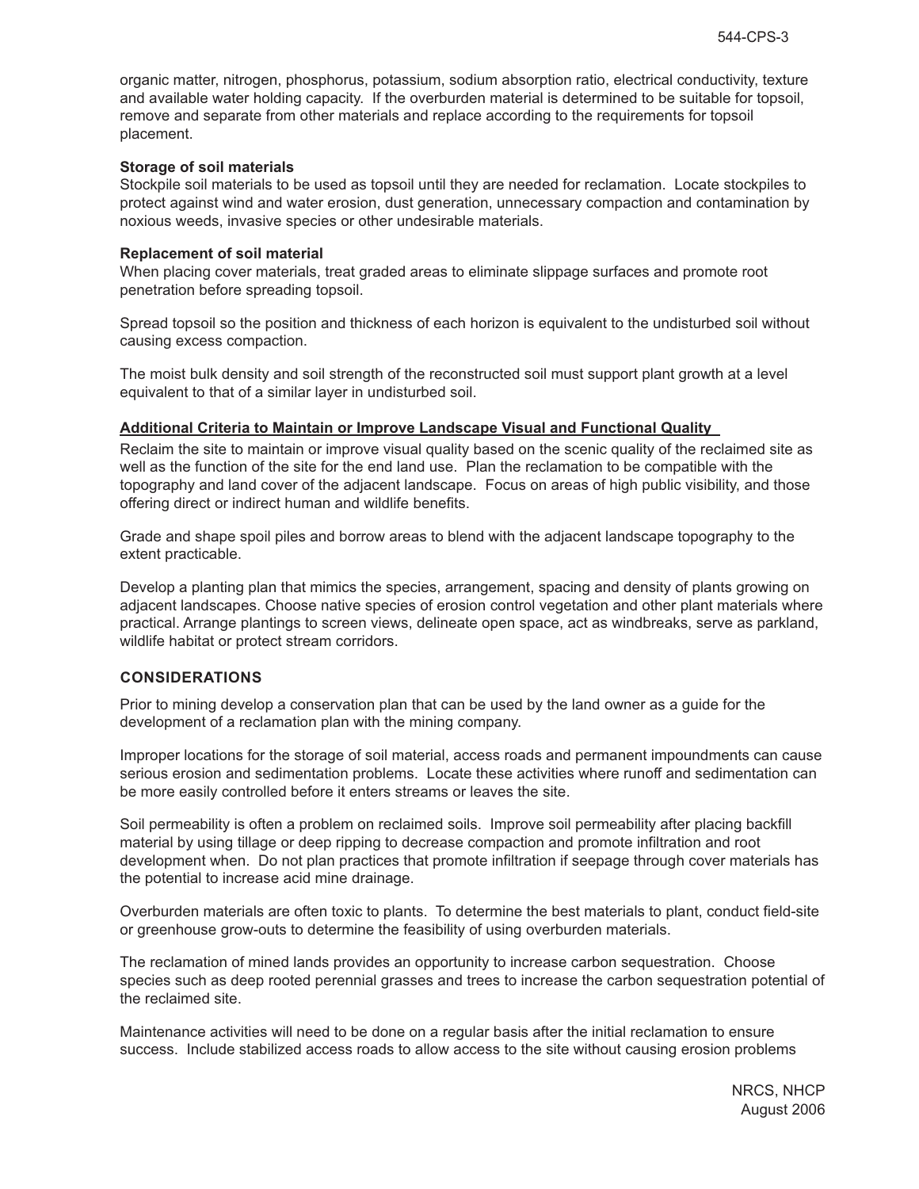organic matter, nitrogen, phosphorus, potassium, sodium absorption ratio, electrical conductivity, texture and available water holding capacity. If the overburden material is determined to be suitable for topsoil, remove and separate from other materials and replace according to the requirements for topsoil placement.

**Storage of soil materials**

Stockpile soil materials to be used as topsoil until they are needed for reclamation. Locate stockpiles to protect against wind and water erosion, dust generation, unnecessary compaction and contamination by noxious weeds, invasive species or other undesirable materials.

**Replacement of soil material**

When placing cover materials, treat graded areas to eliminate slippage surfaces and promote root penetration before spreading topsoil.

Spread topsoil so the position and thickness of each horizon is equivalent to the undisturbed soil without causing excess compaction.

The moist bulk density and soil strength of the reconstructed soil must support plant growth at a level equivalent to that of a similar layer in undisturbed soil.

**Additional Criteria to Maintain or Improve Landscape Visual and Functional Quality**

Reclaim the site to maintain or improve visual quality based on the scenic quality of the reclaimed site as well as the function of the site for the end land use. Plan the reclamation to be compatible with the topography and land cover of the adjacent landscape. Focus on areas of high public visibility, and those offering direct or indirect human and wildlife benefits.

Grade and shape spoil piles and borrow areas to blend with the adjacent landscape topography to the extent practicable.

Develop a planting plan that mimics the species, arrangement, spacing and density of plants growing on adjacent landscapes. Choose native species of erosion control vegetation and other plant materials where practical. Arrange plantings to screen views, delineate open space, act as windbreaks, serve as parkland, wildlife habitat or protect stream corridors.

## CONSIDERATIONS

Prior to mining develop a conservation plan that can be used by the land owner as a guide for the development of a reclamation plan with the mining company.

Improper locations for the storage of soil material, access roads and permanent impoundments can cause serious erosion and sedimentation problems. Locate these activities where runoff and sedimentation can be more easily controlled before it enters streams or leaves the site.

Soil permeability is often a problem on reclaimed soils. Improve soil permeability after placing backfill material by using tillage or deep ripping to decrease compaction and promote infiltration and root development when. Do not plan practices that promote infiltration if seepage through cover materials has the potential to increase acid mine drainage.

Overburden materials are often toxic to plants. To determine the best materials to plant, conduct field-site or greenhouse grow-outs to determine the feasibility of using overburden materials.

The reclamation of mined lands provides an opportunity to increase carbon sequestration. Choose species such as deep rooted perennial grasses and trees to increase the carbon sequestration potential of the reclaimed site.

Maintenance activities will need to be done on a regular basis after the initial reclamation to ensure success. Include stabilized access roads to allow access to the site without causing erosion problems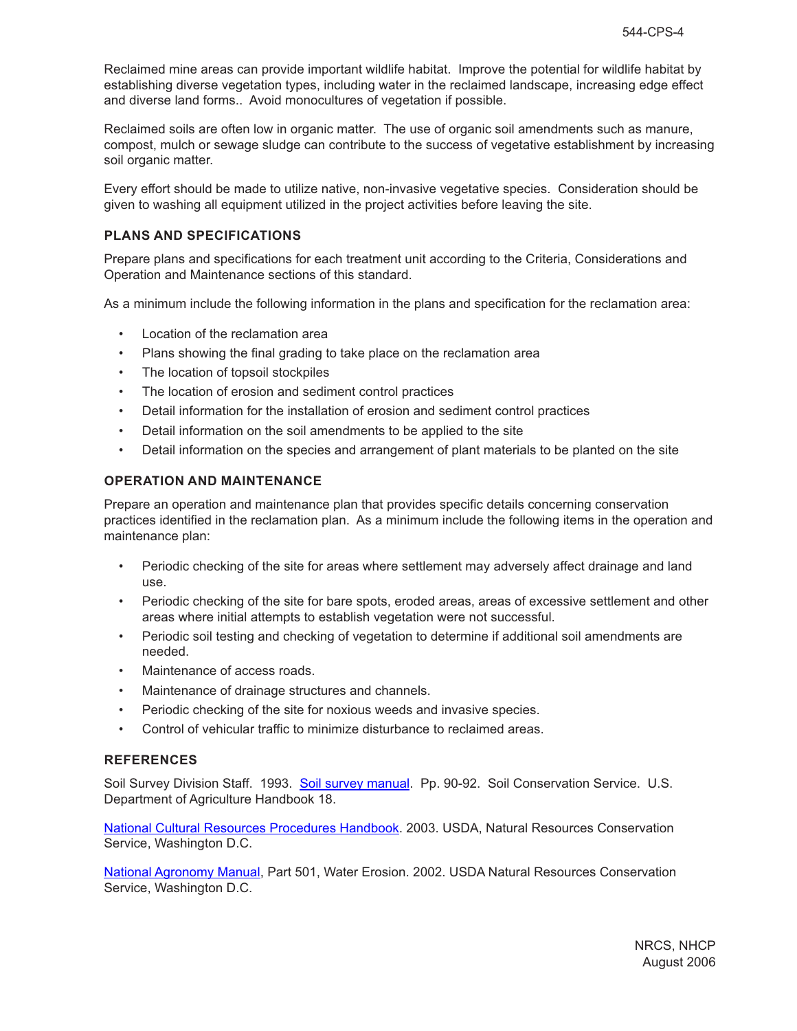Reclaimed mine areas can provide important wildlife habitat. Improve the potential for wildlife habitat by establishing diverse vegetation types, including water in the reclaimed landscape, increasing edge effect and diverse land forms.. Avoid monocultures of vegetation if possible.

Reclaimed soils are often low in organic matter. The use of organic soil amendments such as manure, compost, mulch or sewage sludge can contribute to the success of vegetative establishment by increasing soil organic matter.

Every effort should be made to utilize native, non-invasive vegetative species. Consideration should be given to washing all equipment utilized in the project activities before leaving the site.

## PLANS AND SPECIFICATIONS

Prepare plans and specifications for each treatment unit according to the Criteria, Considerations and Operation and Maintenance sections of this standard.

As a minimum include the following information in the plans and specification for the reclamation area:

- Location of the reclamation area
- Plans showing the final grading to take place on the reclamation area
- The location of topsoil stockpiles
- The location of erosion and sediment control practices
- Detail information for the installation of erosion and sediment control practices
- Detail information on the soil amendments to be applied to the site
- Detail information on the species and arrangement of plant materials to be planted on the site

## OPERATION AND MAINTENANCE

Prepare an operation and maintenance plan that provides specific details concerning conservation practices identified in the reclamation plan. As a minimum include the following items in the operation and maintenance plan:

- Periodic checking of the site for areas where settlement may adversely affect drainage and land use.
- Periodic checking of the site for bare spots, eroded areas, areas of excessive settlement and other areas where initial attempts to establish vegetation were not successful.
- Periodic soil testing and checking of vegetation to determine if additional soil amendments are needed.
- Maintenance of access roads.
- Maintenance of drainage structures and channels.
- Periodic checking of the site for noxious weeds and invasive species.
- Control of vehicular traffic to minimize disturbance to reclaimed areas.

## REFERENCES

Soil Survey Division Staff. 1993. Soil survey manual. Pp. 90-92. Soil Conservation Service. U.S. Department of Agriculture Handbook 18.

National Cultural Resources Procedures Handbook. 2003. USDA, Natural Resources Conservation Service, Washington D.C.

National Agronomy Manual, Part 501, Water Erosion. 2002. USDA Natural Resources Conservation Service, Washington D.C.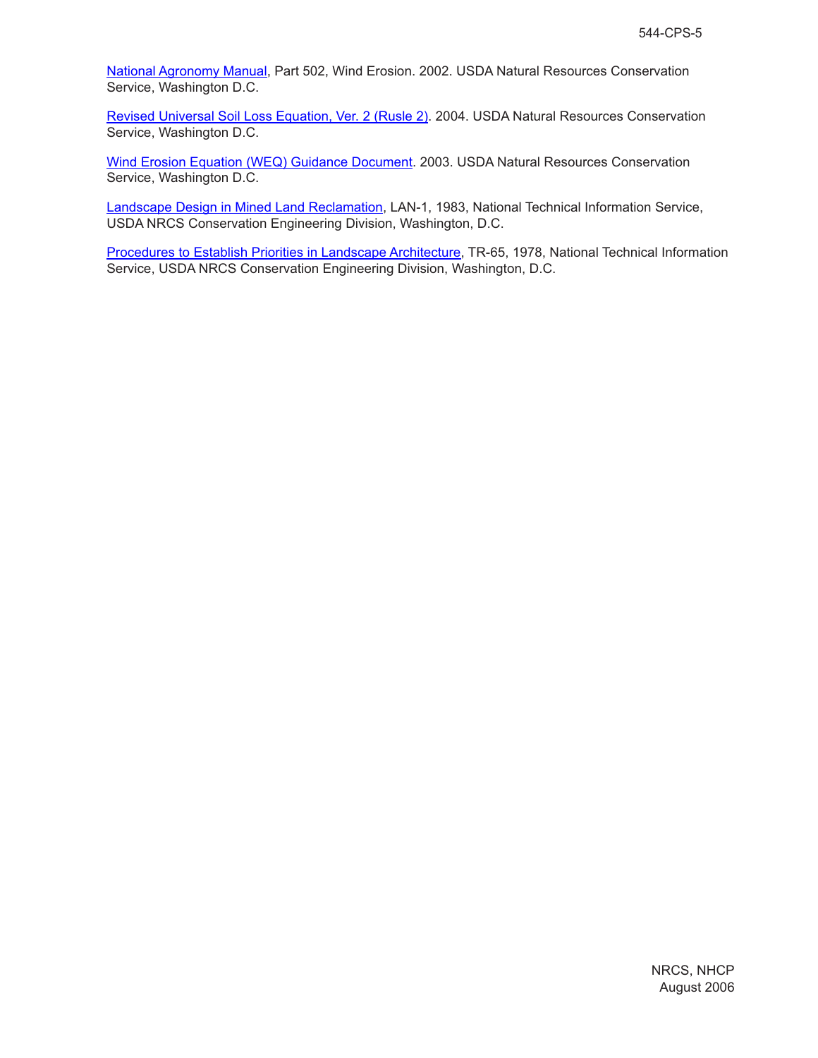National Agronomy Manual, Part 502, Wind Erosion. 2002. USDA Natural Resources Conservation Service, Washington D.C.

Revised Universal Soil Loss Equation, Ver. 2 (Rusle 2). 2004. USDA Natural Resources Conservation Service, Washington D.C.

Wind Erosion Equation (WEQ) Guidance Document. 2003. USDA Natural Resources Conservation Service, Washington D.C.

Landscape Design in Mined Land Reclamation, LAN-1, 1983, National Technical Information Service, USDA NRCS Conservation Engineering Division, Washington, D.C.

Procedures to Establish Priorities in Landscape Architecture, TR-65, 1978, National Technical Information Service, USDA NRCS Conservation Engineering Division, Washington, D.C.